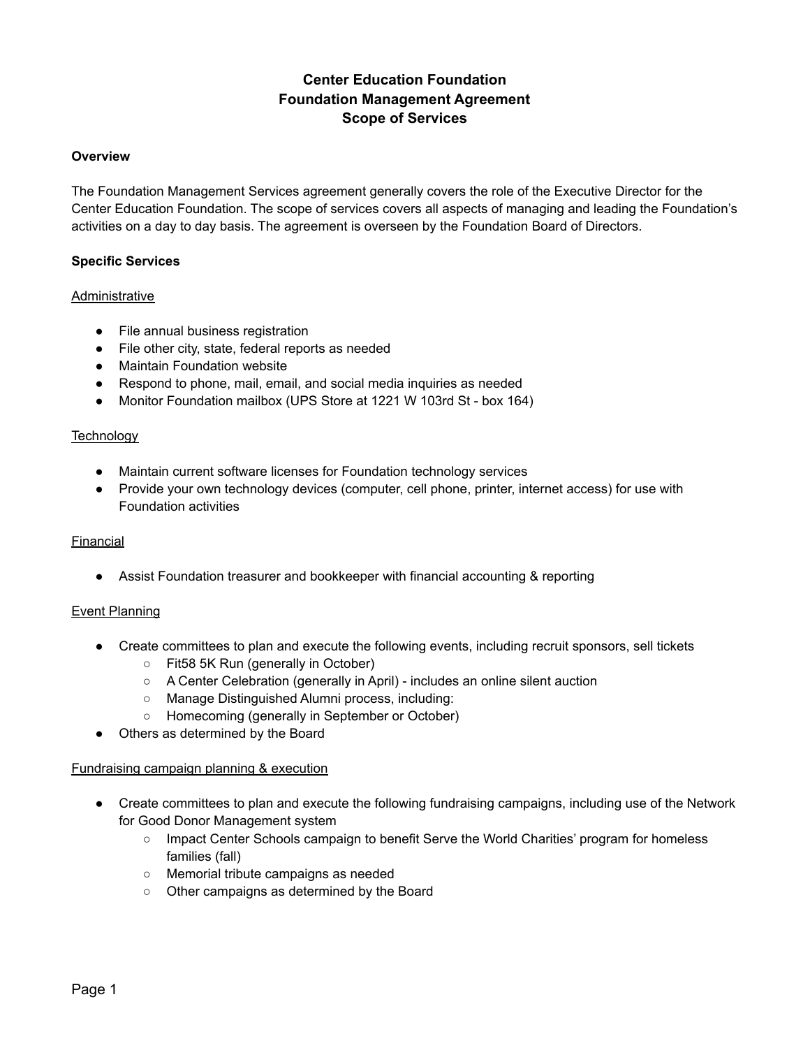# Center Education Foundation
# Foundation Management Agreement
# Scope of Services

**Overview**

The Foundation Management Services agreement generally covers the role of the Executive Director for the Center Education Foundation. The scope of services covers all aspects of managing and leading the Foundation's activities on a day to day basis. The agreement is overseen by the Foundation Board of Directors.

**Specific Services**

<u>Administrative</u>

- File annual business registration
- File other city, state, federal reports as needed
- Maintain Foundation website
- Respond to phone, mail, email, and social media inquiries as needed
- Monitor Foundation mailbox (UPS Store at 1221 W 103rd St - box 164)

<u>Technology</u>

- Maintain current software licenses for Foundation technology services
- Provide your own technology devices (computer, cell phone, printer, internet access) for use with Foundation activities

<u>Financial</u>

- Assist Foundation treasurer and bookkeeper with financial accounting & reporting

<u>Event Planning</u>

- Create committees to plan and execute the following events, including recruit sponsors, sell tickets
  - Fit58 5K Run (generally in October)
  - A Center Celebration (generally in April) - includes an online silent auction
  - Manage Distinguished Alumni process, including:
  - Homecoming (generally in September or October)
- Others as determined by the Board

<u>Fundraising campaign planning & execution</u>

- Create committees to plan and execute the following fundraising campaigns, including use of the Network for Good Donor Management system
  - Impact Center Schools campaign to benefit Serve the World Charities' program for homeless families (fall)
  - Memorial tribute campaigns as needed
  - Other campaigns as determined by the Board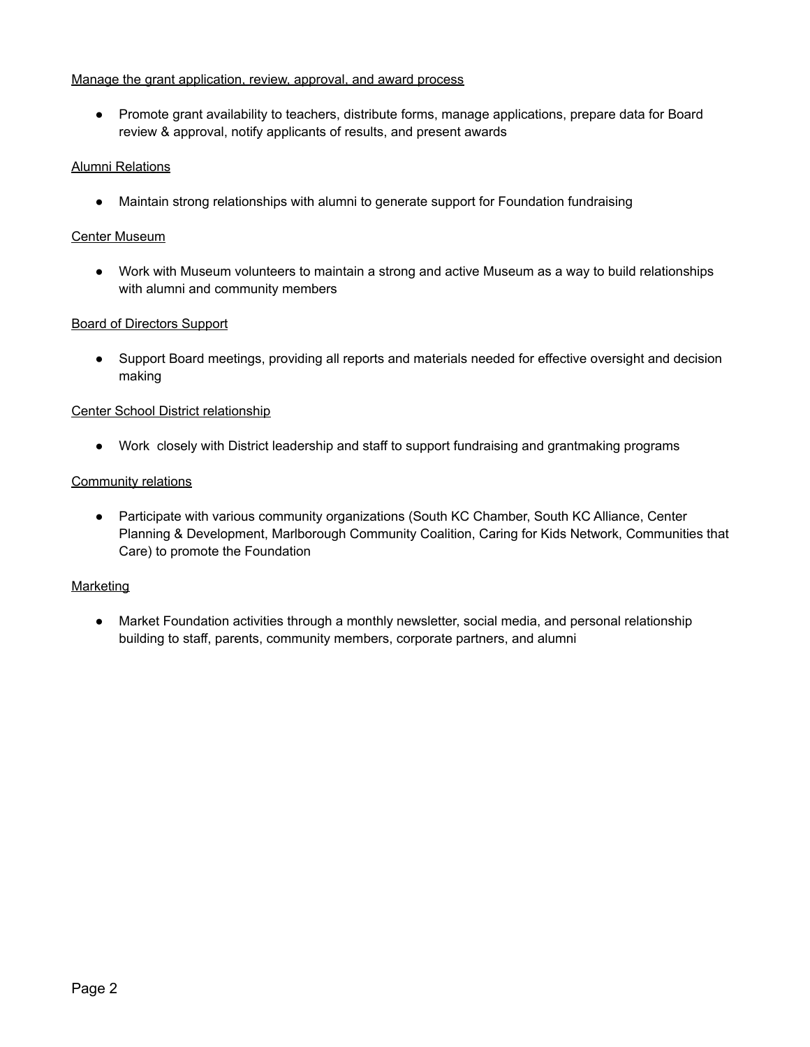<u>Manage the grant application, review, approval, and award process</u>

- Promote grant availability to teachers, distribute forms, manage applications, prepare data for Board review & approval, notify applicants of results, and present awards

<u>Alumni Relations</u>

- Maintain strong relationships with alumni to generate support for Foundation fundraising

<u>Center Museum</u>

- Work with Museum volunteers to maintain a strong and active Museum as a way to build relationships with alumni and community members

<u>Board of Directors Support</u>

- Support Board meetings, providing all reports and materials needed for effective oversight and decision making

<u>Center School District relationship</u>

- Work closely with District leadership and staff to support fundraising and grantmaking programs

<u>Community relations</u>

- Participate with various community organizations (South KC Chamber, South KC Alliance, Center Planning & Development, Marlborough Community Coalition, Caring for Kids Network, Communities that Care) to promote the Foundation

<u>Marketing</u>

- Market Foundation activities through a monthly newsletter, social media, and personal relationship building to staff, parents, community members, corporate partners, and alumni